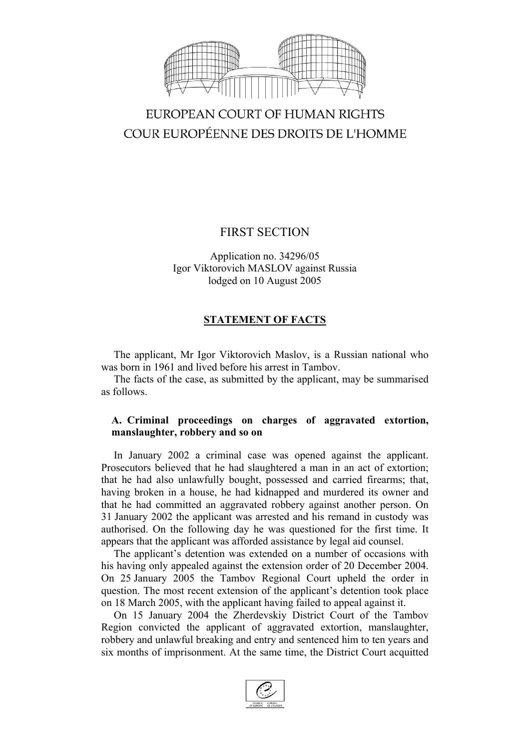EUROPEAN COURT OF HUMAN RIGHTS
COUR EUROPÉENNE DES DROITS DE L'HOMME

FIRST SECTION

Application no. 34296/05
Igor Viktorovich MASLOV against Russia
lodged on 10 August 2005

## STATEMENT OF FACTS

The applicant, Mr Igor Viktorovich Maslov, is a Russian national who was born in 1961 and lived before his arrest in Tambov.

The facts of the case, as submitted by the applicant, may be summarised as follows.

### A. Criminal proceedings on charges of aggravated extortion, manslaughter, robbery and so on

In January 2002 a criminal case was opened against the applicant. Prosecutors believed that he had slaughtered a man in an act of extortion; that he had also unlawfully bought, possessed and carried firearms; that, having broken in a house, he had kidnapped and murdered its owner and that he had committed an aggravated robbery against another person. On 31 January 2002 the applicant was arrested and his remand in custody was authorised. On the following day he was questioned for the first time. It appears that the applicant was afforded assistance by legal aid counsel.

The applicant's detention was extended on a number of occasions with his having only appealed against the extension order of 20 December 2004. On 25 January 2005 the Tambov Regional Court upheld the order in question. The most recent extension of the applicant's detention took place on 18 March 2005, with the applicant having failed to appeal against it.

On 15 January 2004 the Zherdevskiy District Court of the Tambov Region convicted the applicant of aggravated extortion, manslaughter, robbery and unlawful breaking and entry and sentenced him to ten years and six months of imprisonment. At the same time, the District Court acquitted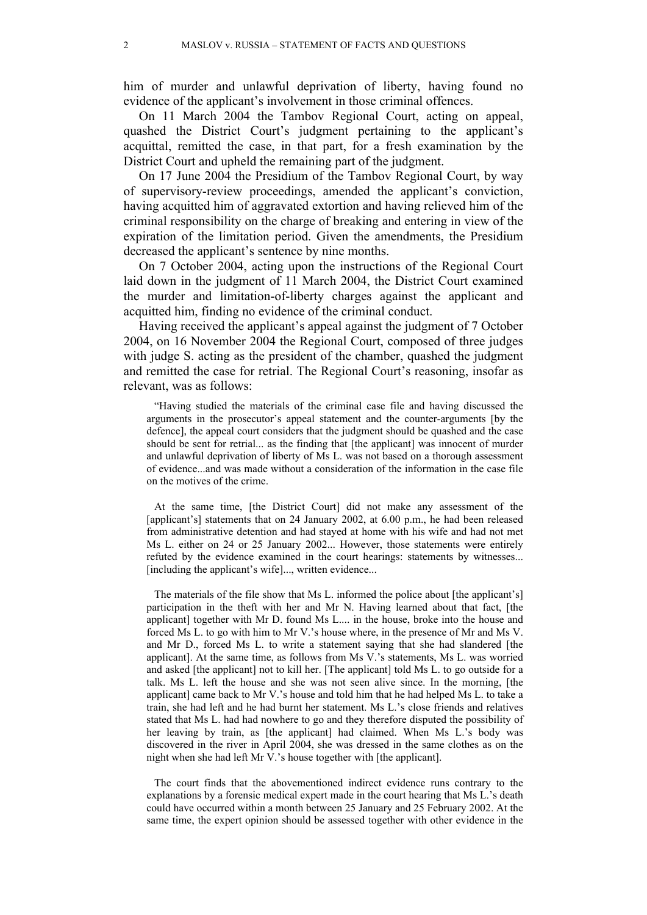him of murder and unlawful deprivation of liberty, having found no evidence of the applicant's involvement in those criminal offences.

On 11 March 2004 the Tambov Regional Court, acting on appeal, quashed the District Court's judgment pertaining to the applicant's acquittal, remitted the case, in that part, for a fresh examination by the District Court and upheld the remaining part of the judgment.

On 17 June 2004 the Presidium of the Tambov Regional Court, by way of supervisory-review proceedings, amended the applicant's conviction, having acquitted him of aggravated extortion and having relieved him of the criminal responsibility on the charge of breaking and entering in view of the expiration of the limitation period. Given the amendments, the Presidium decreased the applicant's sentence by nine months.

On 7 October 2004, acting upon the instructions of the Regional Court laid down in the judgment of 11 March 2004, the District Court examined the murder and limitation-of-liberty charges against the applicant and acquitted him, finding no evidence of the criminal conduct.

Having received the applicant's appeal against the judgment of 7 October 2004, on 16 November 2004 the Regional Court, composed of three judges with judge S. acting as the president of the chamber, quashed the judgment and remitted the case for retrial. The Regional Court's reasoning, insofar as relevant, was as follows:

> "Having studied the materials of the criminal case file and having discussed the arguments in the prosecutor's appeal statement and the counter-arguments [by the defence], the appeal court considers that the judgment should be quashed and the case should be sent for retrial... as the finding that [the applicant] was innocent of murder and unlawful deprivation of liberty of Ms L. was not based on a thorough assessment of evidence...and was made without a consideration of the information in the case file on the motives of the crime.
>
> At the same time, [the District Court] did not make any assessment of the [applicant's] statements that on 24 January 2002, at 6.00 p.m., he had been released from administrative detention and had stayed at home with his wife and had not met Ms L. either on 24 or 25 January 2002... However, those statements were entirely refuted by the evidence examined in the court hearings: statements by witnesses... [including the applicant's wife]..., written evidence...
>
> The materials of the file show that Ms L. informed the police about [the applicant's] participation in the theft with her and Mr N. Having learned about that fact, [the applicant] together with Mr D. found Ms L.... in the house, broke into the house and forced Ms L. to go with him to Mr V.'s house where, in the presence of Mr and Ms V. and Mr D., forced Ms L. to write a statement saying that she had slandered [the applicant]. At the same time, as follows from Ms V.'s statements, Ms L. was worried and asked [the applicant] not to kill her. [The applicant] told Ms L. to go outside for a talk. Ms L. left the house and she was not seen alive since. In the morning, [the applicant] came back to Mr V.'s house and told him that he had helped Ms L. to take a train, she had left and he had burnt her statement. Ms L.'s close friends and relatives stated that Ms L. had had nowhere to go and they therefore disputed the possibility of her leaving by train, as [the applicant] had claimed. When Ms L.'s body was discovered in the river in April 2004, she was dressed in the same clothes as on the night when she had left Mr V.'s house together with [the applicant].
>
> The court finds that the abovementioned indirect evidence runs contrary to the explanations by a forensic medical expert made in the court hearing that Ms L.'s death could have occurred within a month between 25 January and 25 February 2002. At the same time, the expert opinion should be assessed together with other evidence in the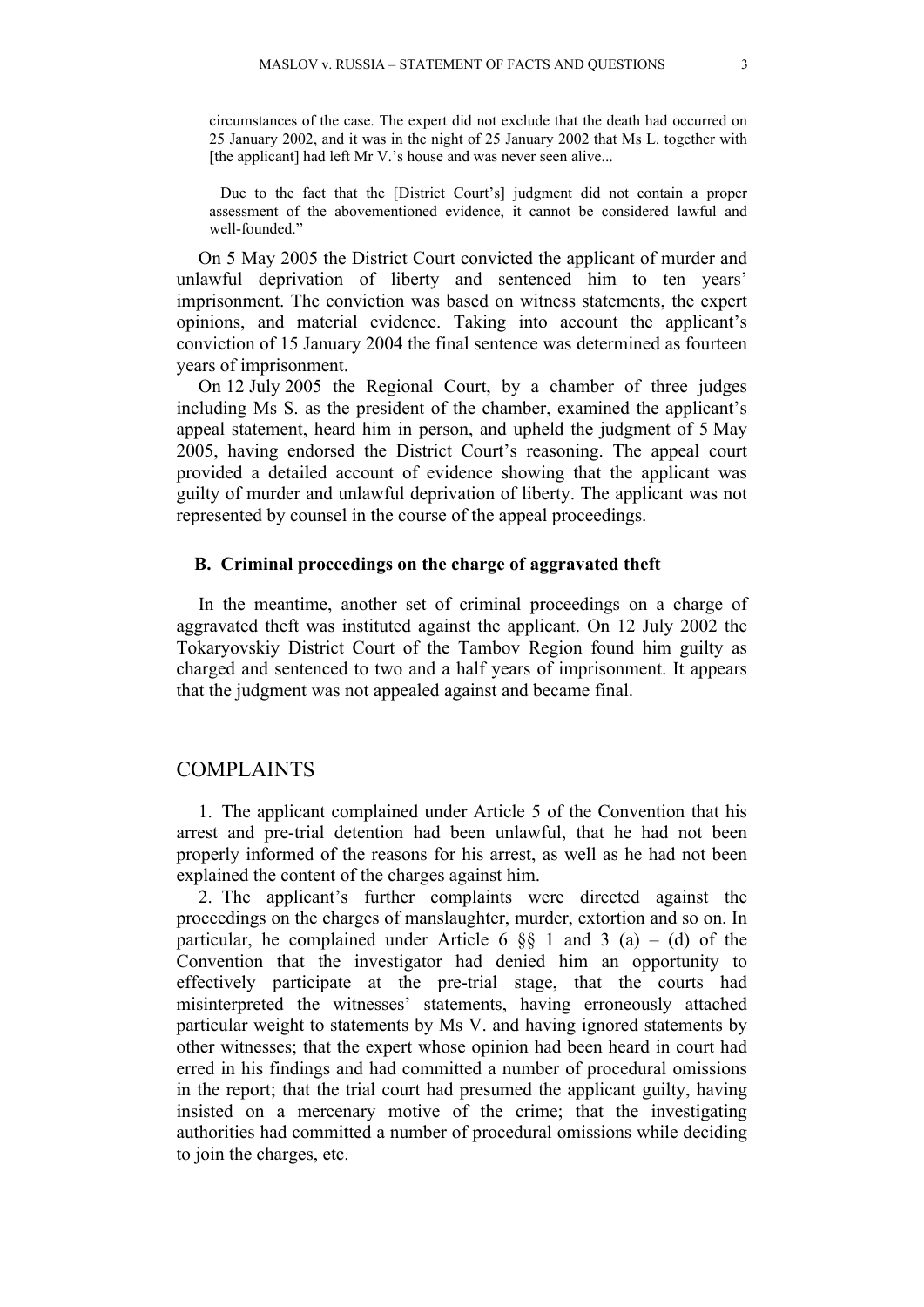circumstances of the case. The expert did not exclude that the death had occurred on 25 January 2002, and it was in the night of 25 January 2002 that Ms L. together with [the applicant] had left Mr V.'s house and was never seen alive...

> Due to the fact that the [District Court's] judgment did not contain a proper assessment of the abovementioned evidence, it cannot be considered lawful and well-founded."

On 5 May 2005 the District Court convicted the applicant of murder and unlawful deprivation of liberty and sentenced him to ten years' imprisonment. The conviction was based on witness statements, the expert opinions, and material evidence. Taking into account the applicant's conviction of 15 January 2004 the final sentence was determined as fourteen years of imprisonment.

On 12 July 2005 the Regional Court, by a chamber of three judges including Ms S. as the president of the chamber, examined the applicant's appeal statement, heard him in person, and upheld the judgment of 5 May 2005, having endorsed the District Court's reasoning. The appeal court provided a detailed account of evidence showing that the applicant was guilty of murder and unlawful deprivation of liberty. The applicant was not represented by counsel in the course of the appeal proceedings.

### B. Criminal proceedings on the charge of aggravated theft

In the meantime, another set of criminal proceedings on a charge of aggravated theft was instituted against the applicant. On 12 July 2002 the Tokaryovskiy District Court of the Tambov Region found him guilty as charged and sentenced to two and a half years of imprisonment. It appears that the judgment was not appealed against and became final.

## COMPLAINTS

1. The applicant complained under Article 5 of the Convention that his arrest and pre-trial detention had been unlawful, that he had not been properly informed of the reasons for his arrest, as well as he had not been explained the content of the charges against him.

2. The applicant's further complaints were directed against the proceedings on the charges of manslaughter, murder, extortion and so on. In particular, he complained under Article 6 §§ 1 and 3 (a) – (d) of the Convention that the investigator had denied him an opportunity to effectively participate at the pre-trial stage, that the courts had misinterpreted the witnesses' statements, having erroneously attached particular weight to statements by Ms V. and having ignored statements by other witnesses; that the expert whose opinion had been heard in court had erred in his findings and had committed a number of procedural omissions in the report; that the trial court had presumed the applicant guilty, having insisted on a mercenary motive of the crime; that the investigating authorities had committed a number of procedural omissions while deciding to join the charges, etc.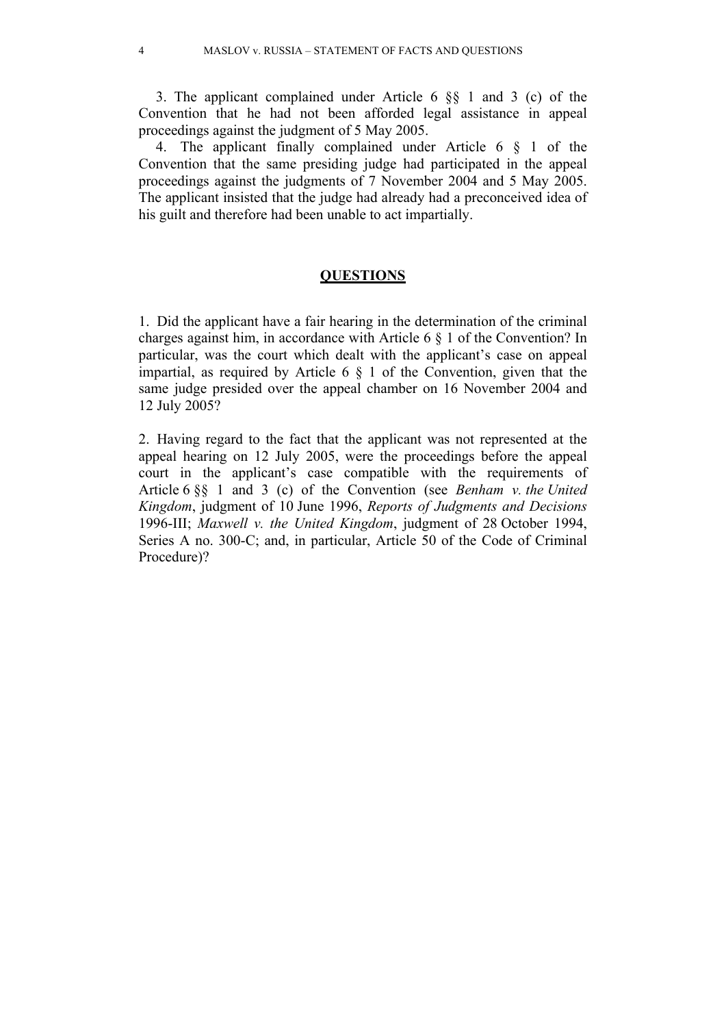3. The applicant complained under Article 6 §§ 1 and 3 (c) of the Convention that he had not been afforded legal assistance in appeal proceedings against the judgment of 5 May 2005.

4. The applicant finally complained under Article 6 § 1 of the Convention that the same presiding judge had participated in the appeal proceedings against the judgments of 7 November 2004 and 5 May 2005. The applicant insisted that the judge had already had a preconceived idea of his guilt and therefore had been unable to act impartially.

## QUESTIONS

1. Did the applicant have a fair hearing in the determination of the criminal charges against him, in accordance with Article 6 § 1 of the Convention? In particular, was the court which dealt with the applicant's case on appeal impartial, as required by Article 6 § 1 of the Convention, given that the same judge presided over the appeal chamber on 16 November 2004 and 12 July 2005?

2. Having regard to the fact that the applicant was not represented at the appeal hearing on 12 July 2005, were the proceedings before the appeal court in the applicant's case compatible with the requirements of Article 6 §§ 1 and 3 (c) of the Convention (see *Benham v. the United Kingdom*, judgment of 10 June 1996, *Reports of Judgments and Decisions* 1996-III; *Maxwell v. the United Kingdom*, judgment of 28 October 1994, Series A no. 300-C; and, in particular, Article 50 of the Code of Criminal Procedure)?